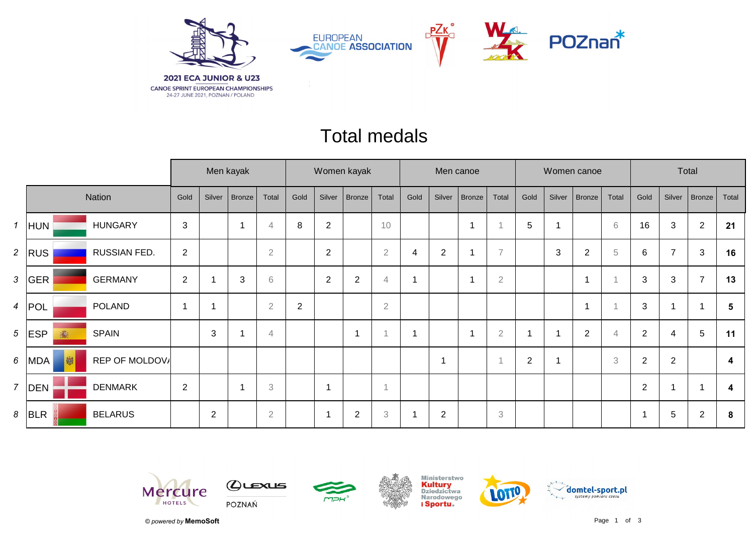2021 ECA JUNIOR & U23

CANOE SPRINT EUROPEAN CHAMPIONSHIPS

24-27 JUNE 2021, POZNAN / POLAND

# Total medals

| | | | Men kayak | | | | Women kayak | | | | Men canoe | | | | Women canoe | | | | Total | | | |
|---|---|---|---|---|---|---|---|---|---|---|---|---|---|---|---|---|---|---|---|---|---|---|
| | Nation | | Gold | Silver | Bronze | Total | Gold | Silver | Bronze | Total | Gold | Silver | Bronze | Total | Gold | Silver | Bronze | Total | Gold | Silver | Bronze | Total |
| 1 | HUN | HUNGARY | 3 | | 1 | 4 | 8 | 2 | | 10 | | | 1 | 1 | 5 | 1 | | 6 | 16 | 3 | 2 | **21** |
| 2 | RUS | RUSSIAN FED. | 2 | | | 2 | | 2 | | 2 | 4 | 2 | 1 | 7 | | 3 | 2 | 5 | 6 | 7 | 3 | **16** |
| 3 | GER | GERMANY | 2 | 1 | 3 | 6 | | 2 | 2 | 4 | 1 | | 1 | 2 | | | 1 | 1 | 3 | 3 | 7 | **13** |
| 4 | POL | POLAND | 1 | 1 | | 2 | 2 | | | 2 | | | | | | | 1 | 1 | 3 | 1 | 1 | **5** |
| 5 | ESP | SPAIN | | 3 | 1 | 4 | | | 1 | 1 | 1 | | 1 | 2 | 1 | 1 | 2 | 4 | 2 | 4 | 5 | **11** |
| 6 | MDA | REP OF MOLDOVA | | | | | | | | | | 1 | | 1 | 2 | 1 | | 3 | 2 | 2 | | **4** |
| 7 | DEN | DENMARK | 2 | | 1 | 3 | | 1 | | 1 | | | | | | | | | 2 | 1 | 1 | **4** |
| 8 | BLR | BELARUS | | 2 | | 2 | | 1 | 2 | 3 | 1 | 2 | | 3 | | | | | 1 | 5 | 2 | **8** |

*© powered by* **MemoSoft**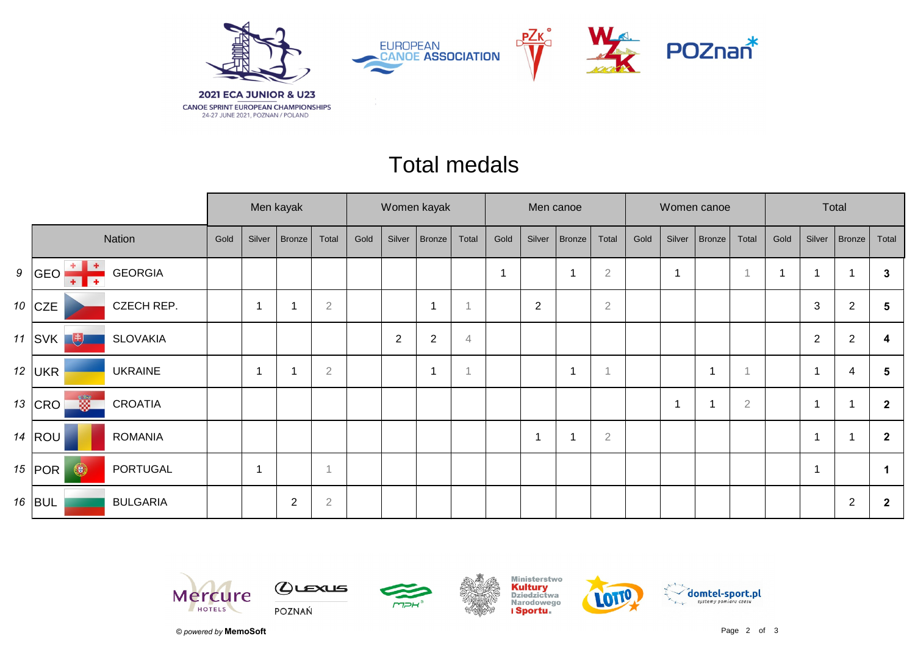2021 ECA JUNIOR & U23

CANOE SPRINT EUROPEAN CHAMPIONSHIPS

24-27 JUNE 2021, POZNAN / POLAND

# Total medals

| | | | Men kayak | | | | Women kayak | | | | Men canoe | | | | Women canoe | | | | Total | | | |
|---|---|---|---|---|---|---|---|---|---|---|---|---|---|---|---|---|---|---|---|---|---|---|
| | Nation | | Gold | Silver | Bronze | Total | Gold | Silver | Bronze | Total | Gold | Silver | Bronze | Total | Gold | Silver | Bronze | Total | Gold | Silver | Bronze | Total |
| 9 | GEO | GEORGIA | | | | | | | | | 1 | | 1 | 2 | | 1 | | 1 | 1 | 1 | 1 | **3** |
| 10 | CZE | CZECH REP. | | 1 | 1 | 2 | | | 1 | 1 | | 2 | | 2 | | | | | | 3 | 2 | **5** |
| 11 | SVK | SLOVAKIA | | | | | | 2 | 2 | 4 | | | | | | | | | | 2 | 2 | **4** |
| 12 | UKR | UKRAINE | | 1 | 1 | 2 | | | 1 | 1 | | | 1 | 1 | | | 1 | 1 | | 1 | 4 | **5** |
| 13 | CRO | CROATIA | | | | | | | | | | | | | | 1 | 1 | 2 | | 1 | 1 | **2** |
| 14 | ROU | ROMANIA | | | | | | | | | | 1 | 1 | 2 | | | | | | 1 | 1 | **2** |
| 15 | POR | PORTUGAL | | 1 | | 1 | | | | | | | | | | | | | | 1 | | **1** |
| 16 | BUL | BULGARIA | | | 2 | 2 | | | | | | | | | | | | | | | 2 | **2** |

*© powered by* **MemoSoft**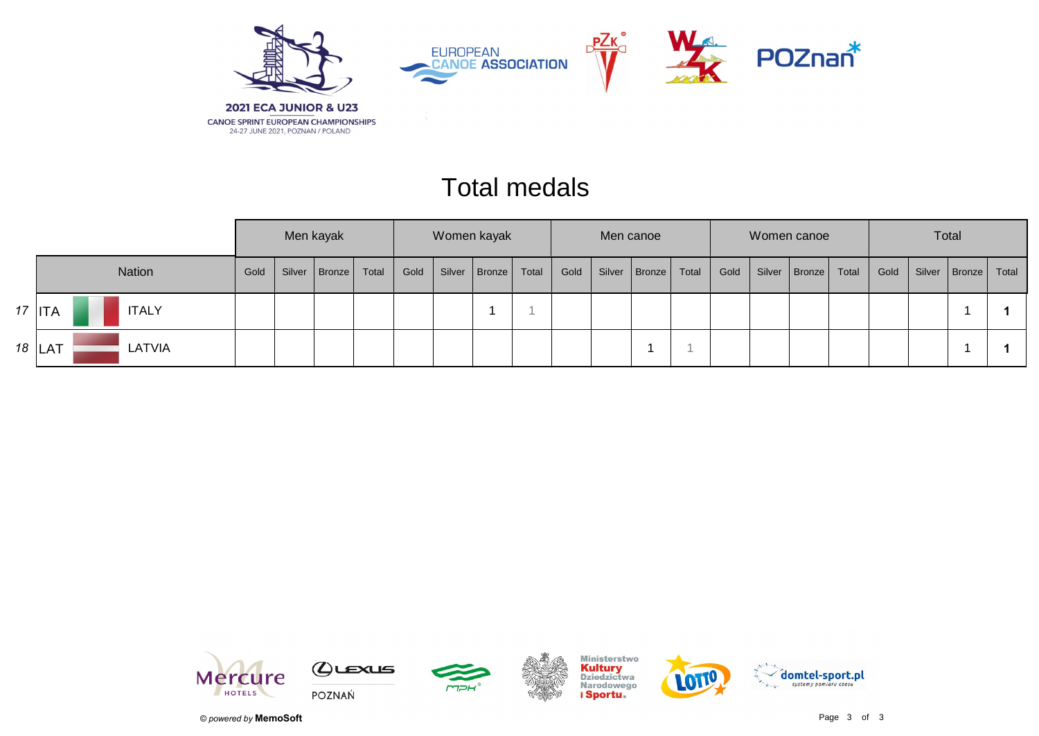2021 ECA JUNIOR & U23
CANOE SPRINT EUROPEAN CHAMPIONSHIPS
24-27 JUNE 2021, POZNAN / POLAND

# Total medals

| | | | Men kayak | | | | Women kayak | | | | Men canoe | | | | Women canoe | | | | Total | | | |
|---|---|---|---|---|---|---|---|---|---|---|---|---|---|---|---|---|---|---|---|---|---|---|
| | Nation | | Gold | Silver | Bronze | Total | Gold | Silver | Bronze | Total | Gold | Silver | Bronze | Total | Gold | Silver | Bronze | Total | Gold | Silver | Bronze | Total |
| 17 | ITA | ITALY | | | | | | | 1 | 1 | | | | | | | | | | | 1 | **1** |
| 18 | LAT | LATVIA | | | | | | | | | | | 1 | 1 | | | | | | | 1 | **1** |

© *powered by* **MemoSoft**